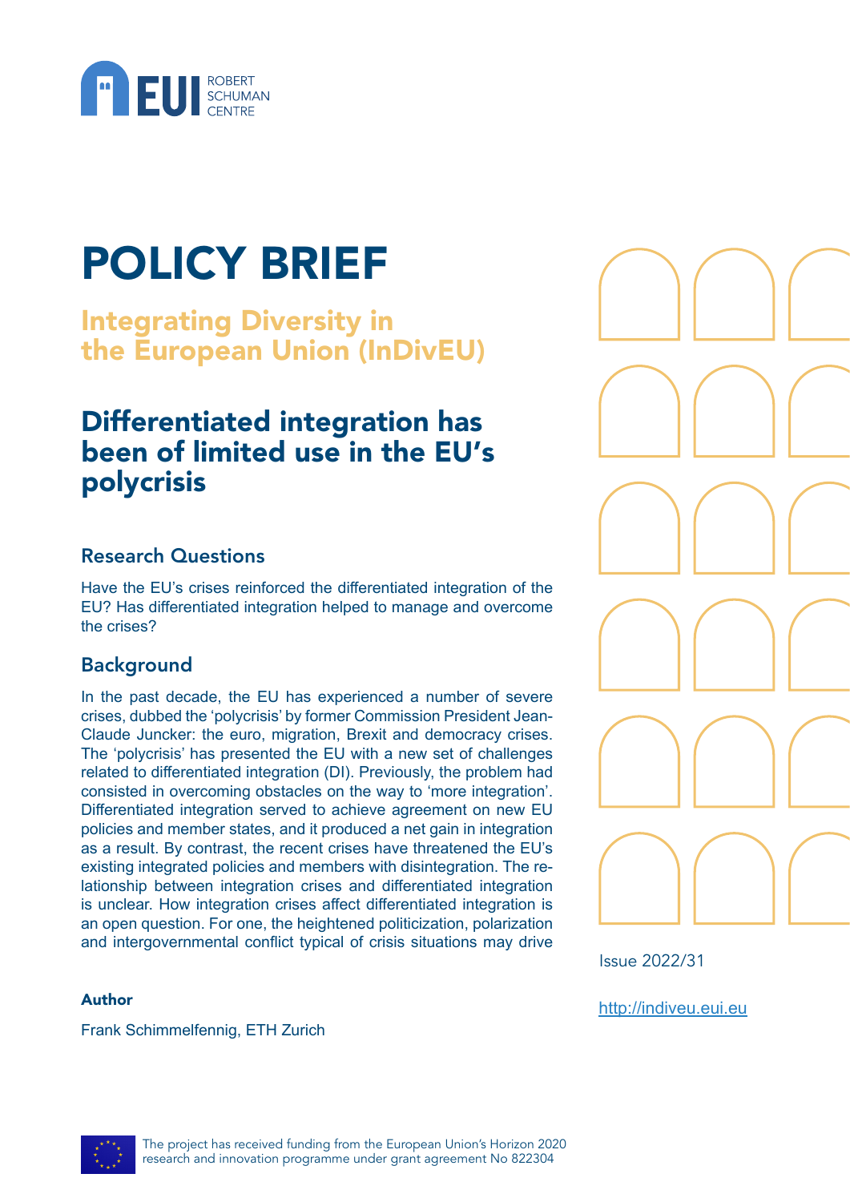# POLICY BRIEF

## Integrating Diversity in the European Union (InDivEU)

# Differentiated integration has been of limited use in the EU's polycrisis

### Research Questions

Have the EU's crises reinforced the differentiated integration of the EU? Has differentiated integration helped to manage and overcome the crises?

### Background

In the past decade, the EU has experienced a number of severe crises, dubbed the 'polycrisis' by former Commission President Jean-Claude Juncker: the euro, migration, Brexit and democracy crises. The 'polycrisis' has presented the EU with a new set of challenges related to differentiated integration (DI). Previously, the problem had consisted in overcoming obstacles on the way to 'more integration'. Differentiated integration served to achieve agreement on new EU policies and member states, and it produced a net gain in integration as a result. By contrast, the recent crises have threatened the EU's existing integrated policies and members with disintegration. The relationship between integration crises and differentiated integration is unclear. How integration crises affect differentiated integration is an open question. For one, the heightened politicization, polarization and intergovernmental conflict typical of crisis situations may drive

**Author**

Frank Schimmelfennig, ETH Zurich

Issue 2022/31

http://indiveu.eui.eu

The project has received funding from the European Union's Horizon 2020 research and innovation programme under grant agreement No 822304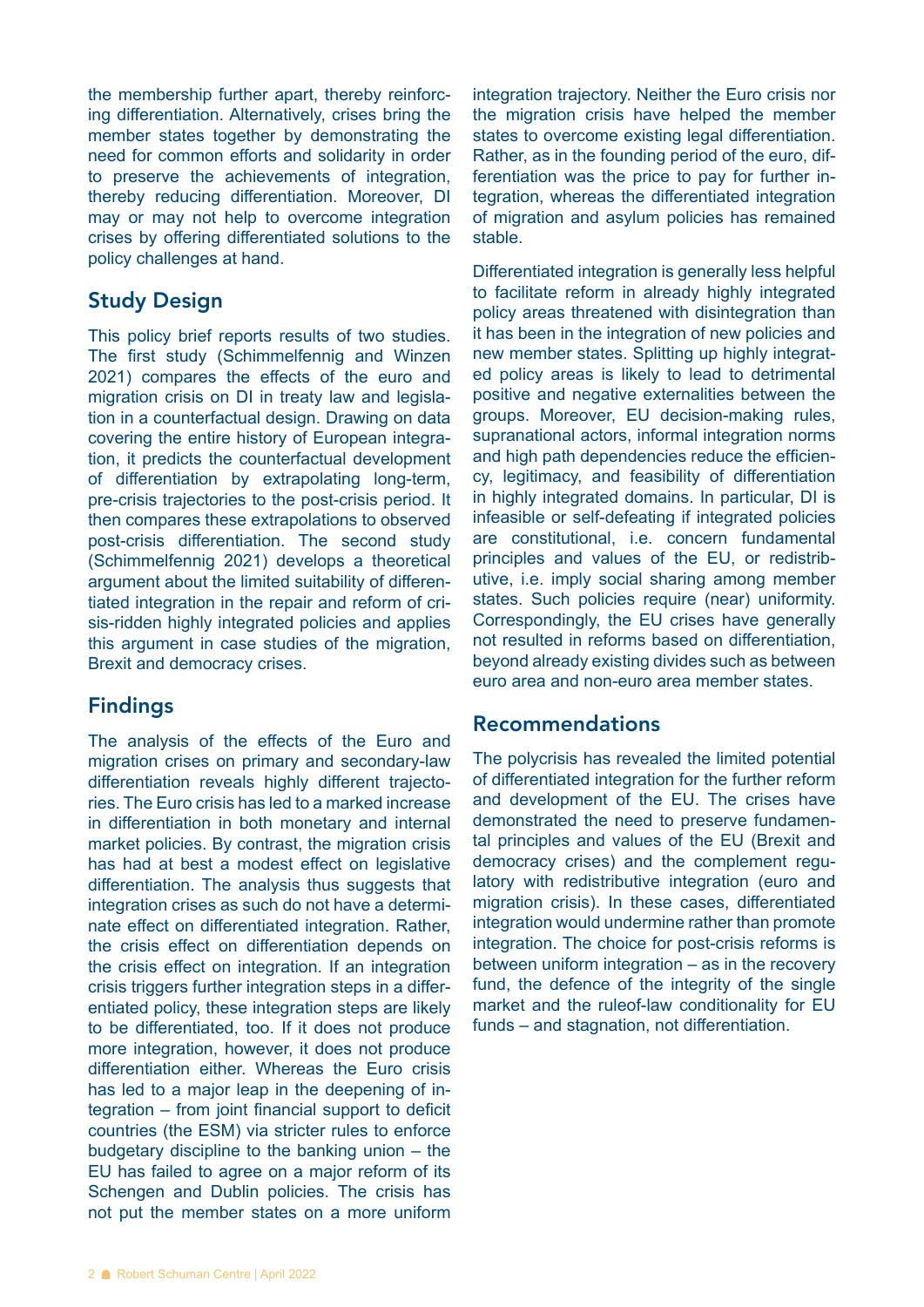the membership further apart, thereby reinforcing differentiation. Alternatively, crises bring the member states together by demonstrating the need for common efforts and solidarity in order to preserve the achievements of integration, thereby reducing differentiation. Moreover, DI may or may not help to overcome integration crises by offering differentiated solutions to the policy challenges at hand.

## Study Design

This policy brief reports results of two studies. The first study (Schimmelfennig and Winzen 2021) compares the effects of the euro and migration crisis on DI in treaty law and legislation in a counterfactual design. Drawing on data covering the entire history of European integration, it predicts the counterfactual development of differentiation by extrapolating long-term, pre-crisis trajectories to the post-crisis period. It then compares these extrapolations to observed post-crisis differentiation. The second study (Schimmelfennig 2021) develops a theoretical argument about the limited suitability of differentiated integration in the repair and reform of crisis-ridden highly integrated policies and applies this argument in case studies of the migration, Brexit and democracy crises.

## Findings

The analysis of the effects of the Euro and migration crises on primary and secondary-law differentiation reveals highly different trajectories. The Euro crisis has led to a marked increase in differentiation in both monetary and internal market policies. By contrast, the migration crisis has had at best a modest effect on legislative differentiation. The analysis thus suggests that integration crises as such do not have a determinate effect on differentiated integration. Rather, the crisis effect on differentiation depends on the crisis effect on integration. If an integration crisis triggers further integration steps in a differentiated policy, these integration steps are likely to be differentiated, too. If it does not produce more integration, however, it does not produce differentiation either. Whereas the Euro crisis has led to a major leap in the deepening of integration – from joint financial support to deficit countries (the ESM) via stricter rules to enforce budgetary discipline to the banking union – the EU has failed to agree on a major reform of its Schengen and Dublin policies. The crisis has not put the member states on a more uniform integration trajectory. Neither the Euro crisis nor the migration crisis have helped the member states to overcome existing legal differentiation. Rather, as in the founding period of the euro, differentiation was the price to pay for further integration, whereas the differentiated integration of migration and asylum policies has remained stable.

Differentiated integration is generally less helpful to facilitate reform in already highly integrated policy areas threatened with disintegration than it has been in the integration of new policies and new member states. Splitting up highly integrated policy areas is likely to lead to detrimental positive and negative externalities between the groups. Moreover, EU decision-making rules, supranational actors, informal integration norms and high path dependencies reduce the efficiency, legitimacy, and feasibility of differentiation in highly integrated domains. In particular, DI is infeasible or self-defeating if integrated policies are constitutional, i.e. concern fundamental principles and values of the EU, or redistributive, i.e. imply social sharing among member states. Such policies require (near) uniformity. Correspondingly, the EU crises have generally not resulted in reforms based on differentiation, beyond already existing divides such as between euro area and non-euro area member states.

## Recommendations

The polycrisis has revealed the limited potential of differentiated integration for the further reform and development of the EU. The crises have demonstrated the need to preserve fundamental principles and values of the EU (Brexit and democracy crises) and the complement regulatory with redistributive integration (euro and migration crisis). In these cases, differentiated integration would undermine rather than promote integration. The choice for post-crisis reforms is between uniform integration – as in the recovery fund, the defence of the integrity of the single market and the ruleof-law conditionality for EU funds – and stagnation, not differentiation.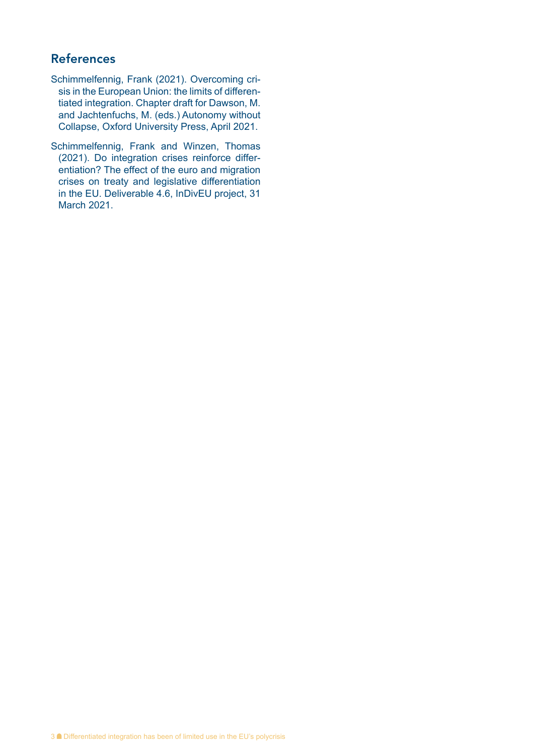## References

Schimmelfennig, Frank (2021). Overcoming crisis in the European Union: the limits of differentiated integration. Chapter draft for Dawson, M. and Jachtenfuchs, M. (eds.) Autonomy without Collapse, Oxford University Press, April 2021.

Schimmelfennig, Frank and Winzen, Thomas (2021). Do integration crises reinforce differentiation? The effect of the euro and migration crises on treaty and legislative differentiation in the EU. Deliverable 4.6, InDivEU project, 31 March 2021.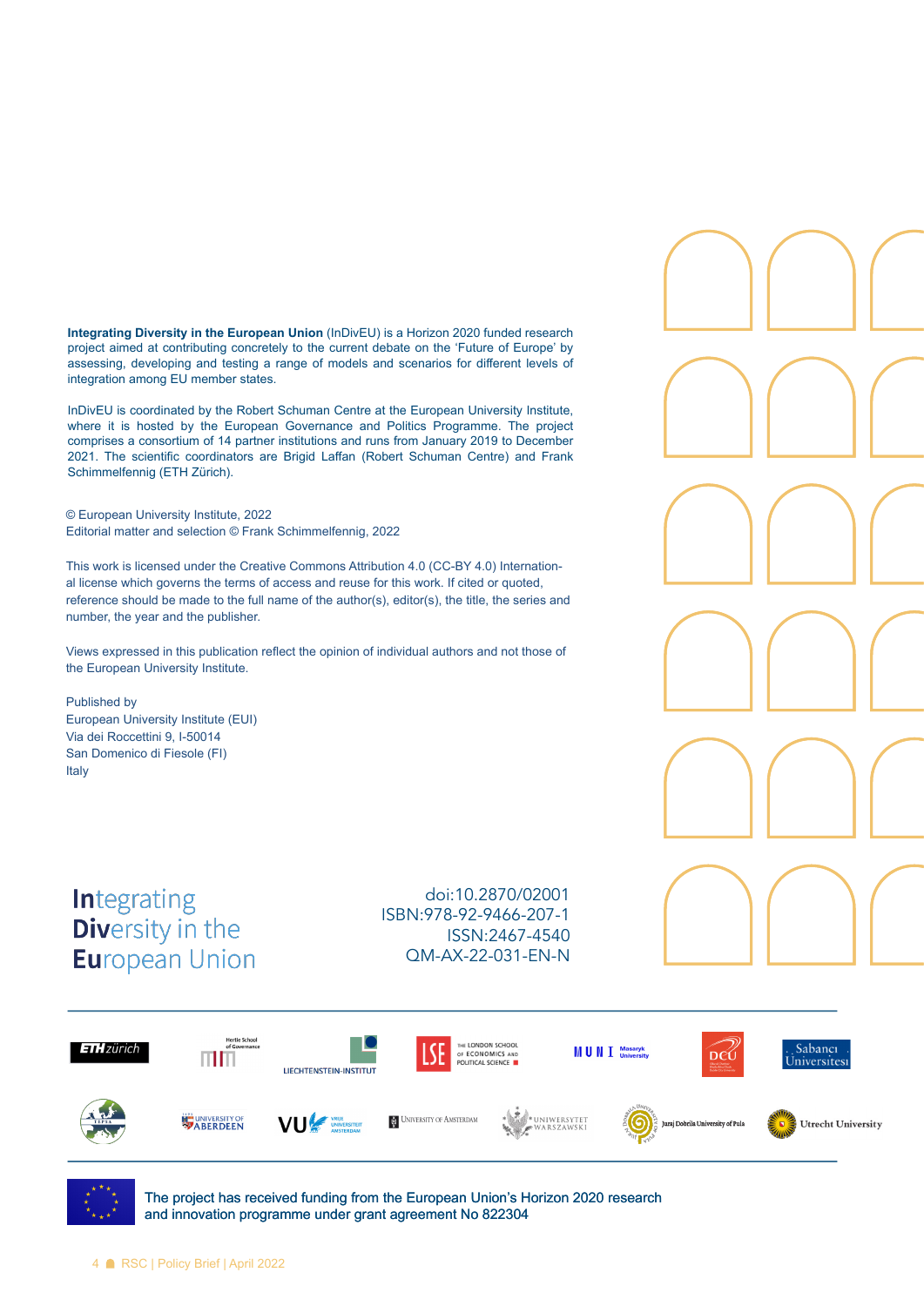**Integrating Diversity in the European Union** (InDivEU) is a Horizon 2020 funded research project aimed at contributing concretely to the current debate on the 'Future of Europe' by assessing, developing and testing a range of models and scenarios for different levels of integration among EU member states.

InDivEU is coordinated by the Robert Schuman Centre at the European University Institute, where it is hosted by the European Governance and Politics Programme. The project comprises a consortium of 14 partner institutions and runs from January 2019 to December 2021. The scientific coordinators are Brigid Laffan (Robert Schuman Centre) and Frank Schimmelfennig (ETH Zürich).

© European University Institute, 2022
Editorial matter and selection © Frank Schimmelfennig, 2022

This work is licensed under the Creative Commons Attribution 4.0 (CC-BY 4.0) International license which governs the terms of access and reuse for this work. If cited or quoted, reference should be made to the full name of the author(s), editor(s), the title, the series and number, the year and the publisher.

Views expressed in this publication reflect the opinion of individual authors and not those of the European University Institute.

Published by
European University Institute (EUI)
Via dei Roccettini 9, I-50014
San Domenico di Fiesole (FI)
Italy

Integrating Diversity in the European Union

doi:10.2870/02001
ISBN:978-92-9466-207-1
ISSN:2467-4540
QM-AX-22-031-EN-N

The project has received funding from the European Union's Horizon 2020 research and innovation programme under grant agreement No 822304